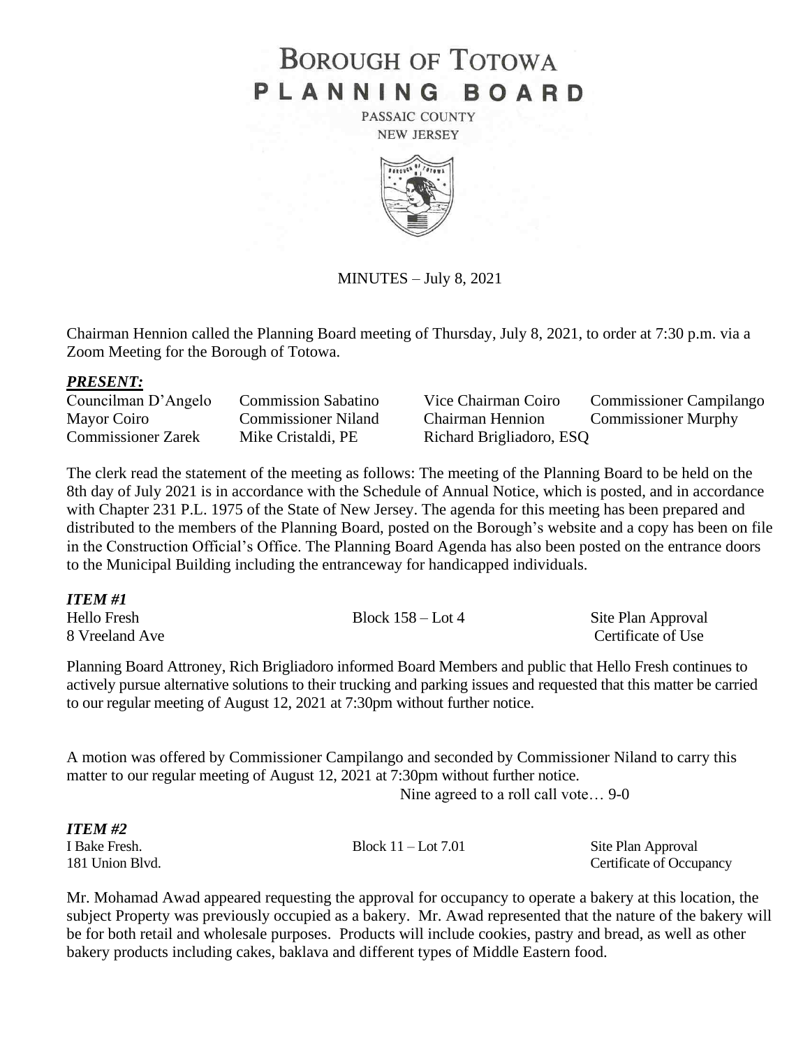# BOROUGH OF TOTOWA
# PLANNING BOARD

PASSAIC COUNTY
NEW JERSEY

MINUTES – July 8, 2021

Chairman Hennion called the Planning Board meeting of Thursday, July 8, 2021, to order at 7:30 p.m. via a Zoom Meeting for the Borough of Totowa.

### *PRESENT:*

| | | | |
|---|---|---|---|
| Councilman D'Angelo | Commission Sabatino | Vice Chairman Coiro | Commissioner Campilango |
| Mayor Coiro | Commissioner Niland | Chairman Hennion | Commissioner Murphy |
| Commissioner Zarek | Mike Cristaldi, PE | Richard Brigliadoro, ESQ | |

The clerk read the statement of the meeting as follows: The meeting of the Planning Board to be held on the 8th day of July 2021 is in accordance with the Schedule of Annual Notice, which is posted, and in accordance with Chapter 231 P.L. 1975 of the State of New Jersey. The agenda for this meeting has been prepared and distributed to the members of the Planning Board, posted on the Borough's website and a copy has been on file in the Construction Official's Office. The Planning Board Agenda has also been posted on the entrance doors to the Municipal Building including the entranceway for handicapped individuals.

### *ITEM #1*

| | | |
|---|---|---|
| Hello Fresh | Block 158 – Lot 4 | Site Plan Approval |
| 8 Vreeland Ave | | Certificate of Use |

Planning Board Attroney, Rich Brigliadoro informed Board Members and public that Hello Fresh continues to actively pursue alternative solutions to their trucking and parking issues and requested that this matter be carried to our regular meeting of August 12, 2021 at 7:30pm without further notice.

A motion was offered by Commissioner Campilango and seconded by Commissioner Niland to carry this matter to our regular meeting of August 12, 2021 at 7:30pm without further notice.

Nine agreed to a roll call vote… 9-0

### *ITEM #2*

| | | |
|---|---|---|
| I Bake Fresh. | Block 11 – Lot 7.01 | Site Plan Approval |
| 181 Union Blvd. | | Certificate of Occupancy |

Mr. Mohamad Awad appeared requesting the approval for occupancy to operate a bakery at this location, the subject Property was previously occupied as a bakery. Mr. Awad represented that the nature of the bakery will be for both retail and wholesale purposes. Products will include cookies, pastry and bread, as well as other bakery products including cakes, baklava and different types of Middle Eastern food.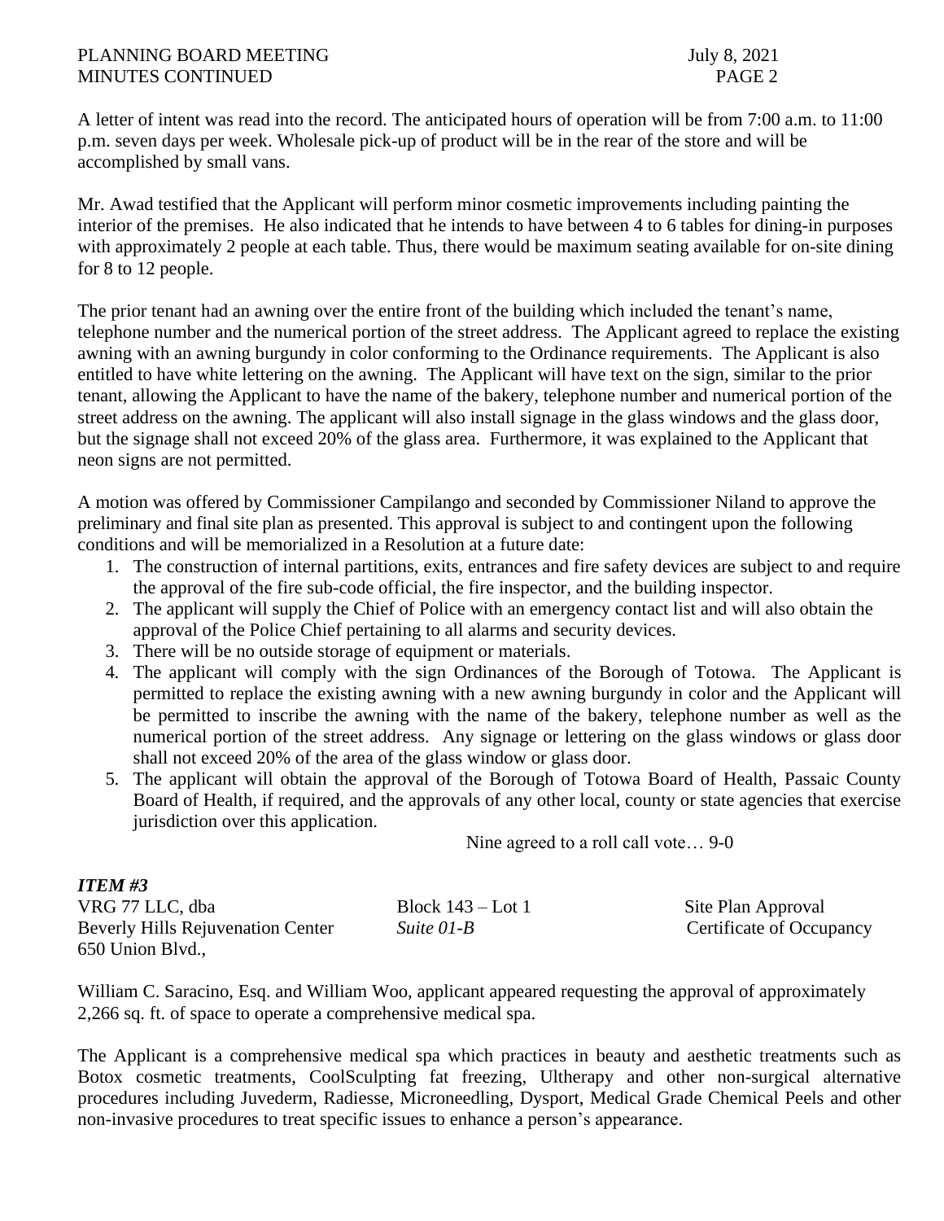A letter of intent was read into the record. The anticipated hours of operation will be from 7:00 a.m. to 11:00 p.m. seven days per week. Wholesale pick-up of product will be in the rear of the store and will be accomplished by small vans.

Mr. Awad testified that the Applicant will perform minor cosmetic improvements including painting the interior of the premises. He also indicated that he intends to have between 4 to 6 tables for dining-in purposes with approximately 2 people at each table. Thus, there would be maximum seating available for on-site dining for 8 to 12 people.

The prior tenant had an awning over the entire front of the building which included the tenant's name, telephone number and the numerical portion of the street address. The Applicant agreed to replace the existing awning with an awning burgundy in color conforming to the Ordinance requirements. The Applicant is also entitled to have white lettering on the awning. The Applicant will have text on the sign, similar to the prior tenant, allowing the Applicant to have the name of the bakery, telephone number and numerical portion of the street address on the awning. The applicant will also install signage in the glass windows and the glass door, but the signage shall not exceed 20% of the glass area. Furthermore, it was explained to the Applicant that neon signs are not permitted.

A motion was offered by Commissioner Campilango and seconded by Commissioner Niland to approve the preliminary and final site plan as presented. This approval is subject to and contingent upon the following conditions and will be memorialized in a Resolution at a future date:

1. The construction of internal partitions, exits, entrances and fire safety devices are subject to and require the approval of the fire sub-code official, the fire inspector, and the building inspector.
2. The applicant will supply the Chief of Police with an emergency contact list and will also obtain the approval of the Police Chief pertaining to all alarms and security devices.
3. There will be no outside storage of equipment or materials.
4. The applicant will comply with the sign Ordinances of the Borough of Totowa. The Applicant is permitted to replace the existing awning with a new awning burgundy in color and the Applicant will be permitted to inscribe the awning with the name of the bakery, telephone number as well as the numerical portion of the street address. Any signage or lettering on the glass windows or glass door shall not exceed 20% of the area of the glass window or glass door.
5. The applicant will obtain the approval of the Borough of Totowa Board of Health, Passaic County Board of Health, if required, and the approvals of any other local, county or state agencies that exercise jurisdiction over this application.

Nine agreed to a roll call vote… 9-0

***ITEM #3***

VRG 77 LLC, dba Beverly Hills Rejuvenation Center
650 Union Blvd.,

Block 143 – Lot 1
*Suite 01-B*

Site Plan Approval
Certificate of Occupancy

William C. Saracino, Esq. and William Woo, applicant appeared requesting the approval of approximately 2,266 sq. ft. of space to operate a comprehensive medical spa.

The Applicant is a comprehensive medical spa which practices in beauty and aesthetic treatments such as Botox cosmetic treatments, CoolSculpting fat freezing, Ultherapy and other non-surgical alternative procedures including Juvederm, Radiesse, Microneedling, Dysport, Medical Grade Chemical Peels and other non-invasive procedures to treat specific issues to enhance a person's appearance.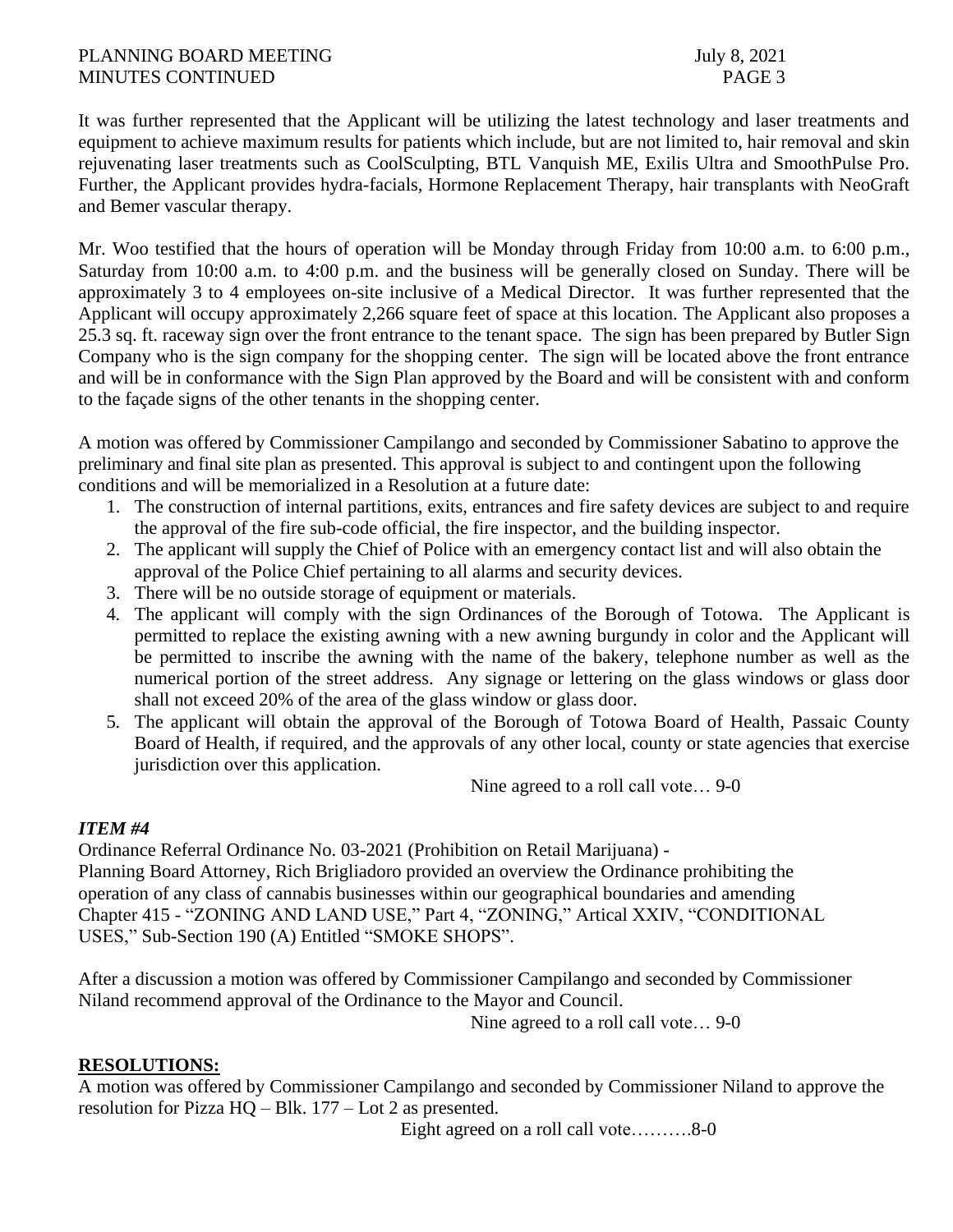It was further represented that the Applicant will be utilizing the latest technology and laser treatments and equipment to achieve maximum results for patients which include, but are not limited to, hair removal and skin rejuvenating laser treatments such as CoolSculpting, BTL Vanquish ME, Exilis Ultra and SmoothPulse Pro. Further, the Applicant provides hydra-facials, Hormone Replacement Therapy, hair transplants with NeoGraft and Bemer vascular therapy.

Mr. Woo testified that the hours of operation will be Monday through Friday from 10:00 a.m. to 6:00 p.m., Saturday from 10:00 a.m. to 4:00 p.m. and the business will be generally closed on Sunday. There will be approximately 3 to 4 employees on-site inclusive of a Medical Director. It was further represented that the Applicant will occupy approximately 2,266 square feet of space at this location. The Applicant also proposes a 25.3 sq. ft. raceway sign over the front entrance to the tenant space. The sign has been prepared by Butler Sign Company who is the sign company for the shopping center. The sign will be located above the front entrance and will be in conformance with the Sign Plan approved by the Board and will be consistent with and conform to the façade signs of the other tenants in the shopping center.

A motion was offered by Commissioner Campilango and seconded by Commissioner Sabatino to approve the preliminary and final site plan as presented. This approval is subject to and contingent upon the following conditions and will be memorialized in a Resolution at a future date:

1. The construction of internal partitions, exits, entrances and fire safety devices are subject to and require the approval of the fire sub-code official, the fire inspector, and the building inspector.
2. The applicant will supply the Chief of Police with an emergency contact list and will also obtain the approval of the Police Chief pertaining to all alarms and security devices.
3. There will be no outside storage of equipment or materials.
4. The applicant will comply with the sign Ordinances of the Borough of Totowa. The Applicant is permitted to replace the existing awning with a new awning burgundy in color and the Applicant will be permitted to inscribe the awning with the name of the bakery, telephone number as well as the numerical portion of the street address. Any signage or lettering on the glass windows or glass door shall not exceed 20% of the area of the glass window or glass door.
5. The applicant will obtain the approval of the Borough of Totowa Board of Health, Passaic County Board of Health, if required, and the approvals of any other local, county or state agencies that exercise jurisdiction over this application.

Nine agreed to a roll call vote… 9-0

***ITEM #4***

Ordinance Referral Ordinance No. 03-2021 (Prohibition on Retail Marijuana) -
Planning Board Attorney, Rich Brigliadoro provided an overview the Ordinance prohibiting the operation of any class of cannabis businesses within our geographical boundaries and amending Chapter 415 - "ZONING AND LAND USE," Part 4, "ZONING," Artical XXIV, "CONDITIONAL USES," Sub-Section 190 (A) Entitled "SMOKE SHOPS".

After a discussion a motion was offered by Commissioner Campilango and seconded by Commissioner Niland recommend approval of the Ordinance to the Mayor and Council.

Nine agreed to a roll call vote… 9-0

## **RESOLUTIONS:**

A motion was offered by Commissioner Campilango and seconded by Commissioner Niland to approve the resolution for Pizza HQ – Blk. 177 – Lot 2 as presented.

Eight agreed on a roll call vote……….8-0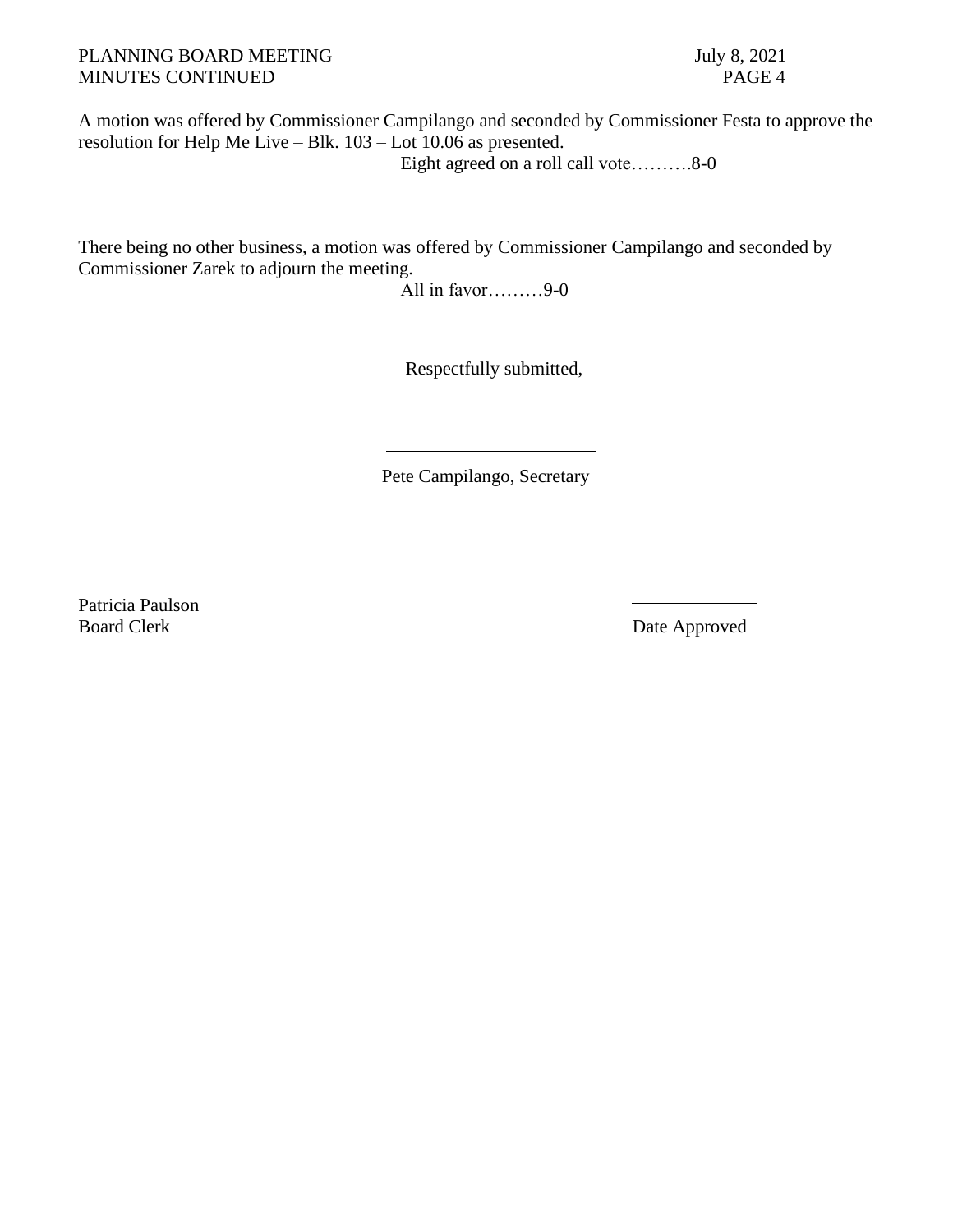A motion was offered by Commissioner Campilango and seconded by Commissioner Festa to approve the resolution for Help Me Live – Blk. 103 – Lot 10.06 as presented.

Eight agreed on a roll call vote……….8-0

There being no other business, a motion was offered by Commissioner Campilango and seconded by Commissioner Zarek to adjourn the meeting.

All in favor………9-0

Respectfully submitted,

\_\_\_\_\_\_\_\_\_\_\_\_\_\_\_\_\_\_\_\_\_\_\_\_

Pete Campilango, Secretary

\_\_\_\_\_\_\_\_\_\_\_\_\_\_\_\_\_\_\_\_\_\_\_\_

Patricia Paulson
Board Clerk

\_\_\_\_\_\_\_\_\_\_\_\_\_\_

Date Approved